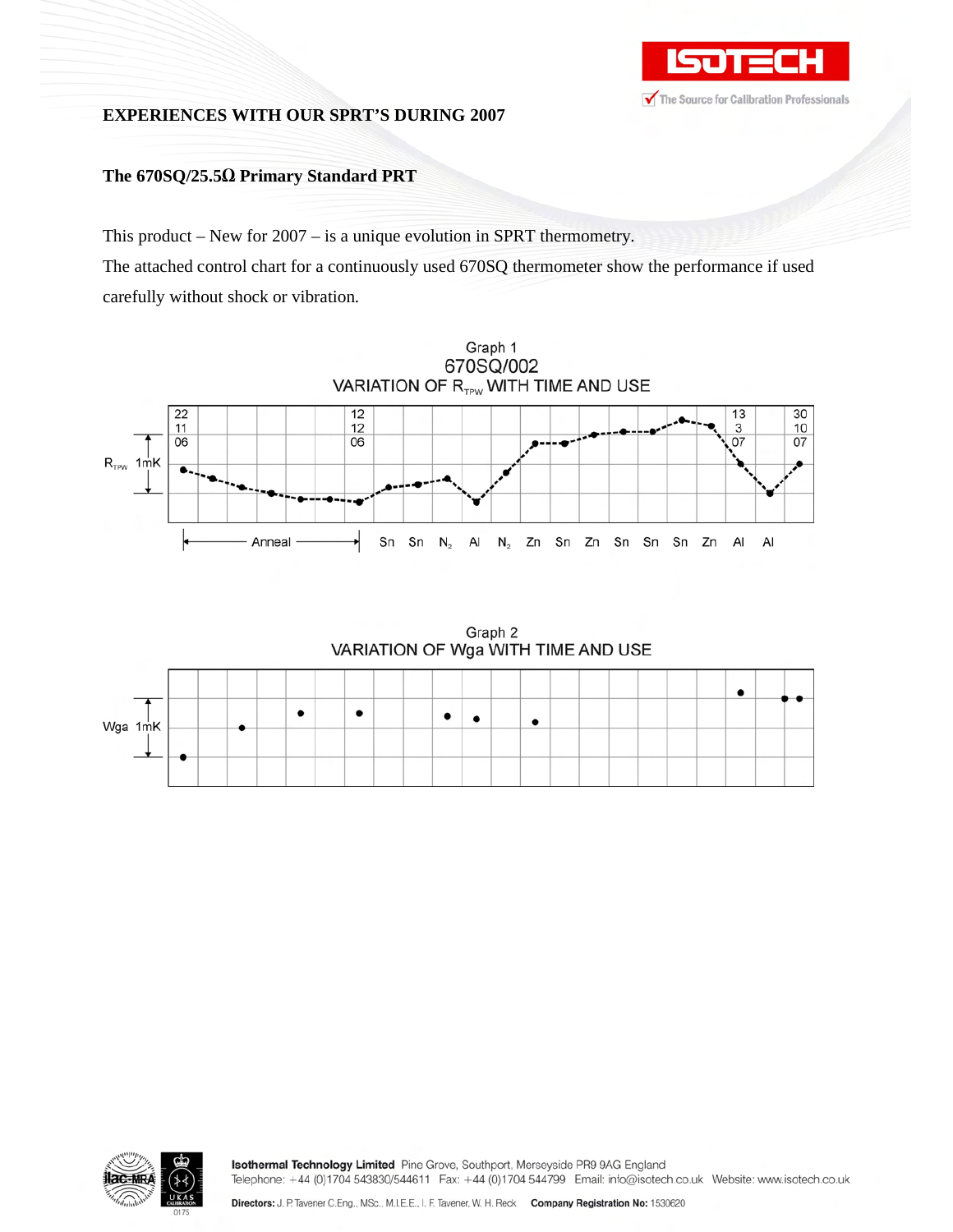# EXPERIENCES WITH OUR SPRT'S DURING 2007

## The 670SQ/25.5Ω Primary Standard PRT

This product – New for 2007 – is a unique evolution in SPRT thermometry.

The attached control chart for a continuously used 670SQ thermometer show the performance if used carefully without shock or vibration.

Graph 1
670SQ/002
VARIATION OF $R_{TPW}$ WITH TIME AND USE

Graph 2
VARIATION OF Wga WITH TIME AND USE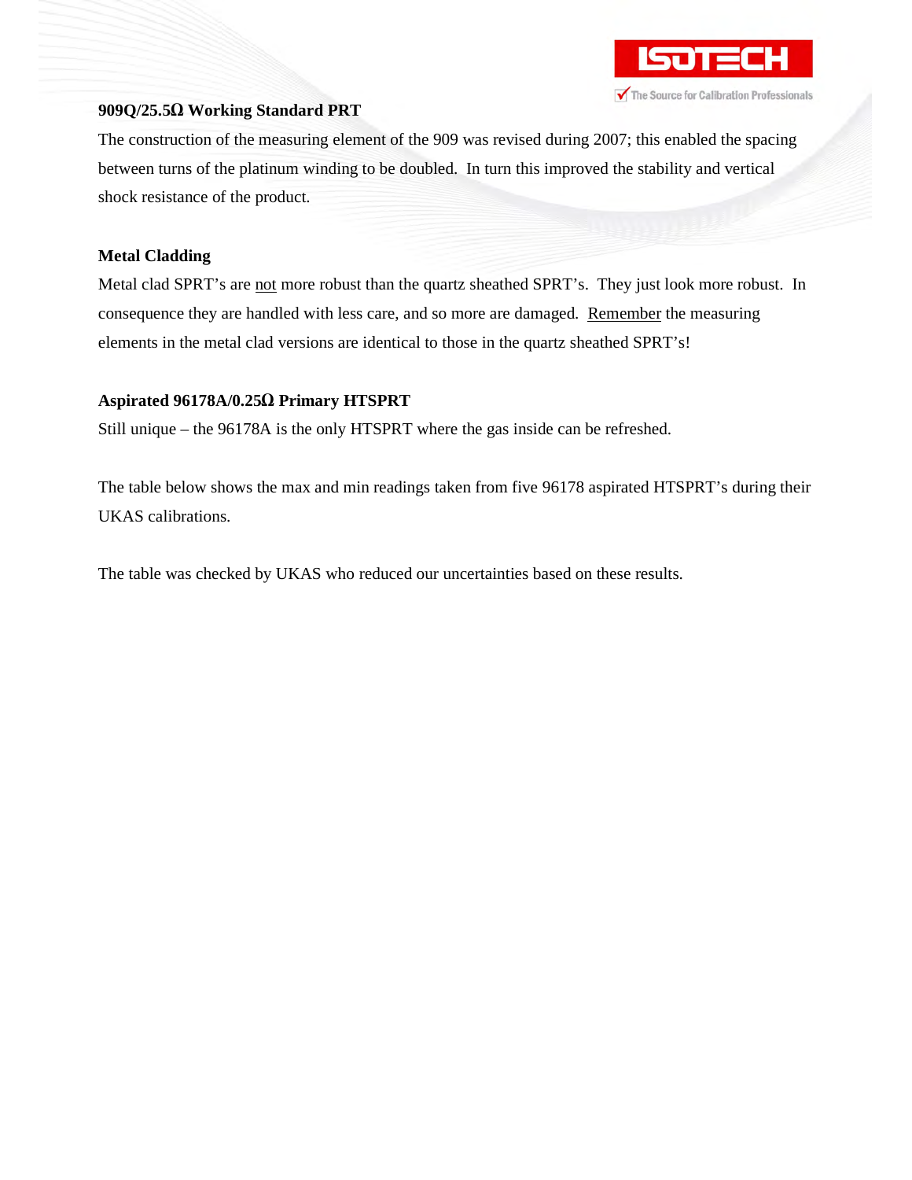**909Q/25.5Ω Working Standard PRT**

The construction of the measuring element of the 909 was revised during 2007; this enabled the spacing between turns of the platinum winding to be doubled. In turn this improved the stability and vertical shock resistance of the product.

**Metal Cladding**

Metal clad SPRT's are <u>not</u> more robust than the quartz sheathed SPRT's. They just look more robust. In consequence they are handled with less care, and so more are damaged. <u>Remember</u> the measuring elements in the metal clad versions are identical to those in the quartz sheathed SPRT's!

**Aspirated 96178A/0.25Ω Primary HTSPRT**

Still unique – the 96178A is the only HTSPRT where the gas inside can be refreshed.

The table below shows the max and min readings taken from five 96178 aspirated HTSPRT's during their UKAS calibrations.

The table was checked by UKAS who reduced our uncertainties based on these results.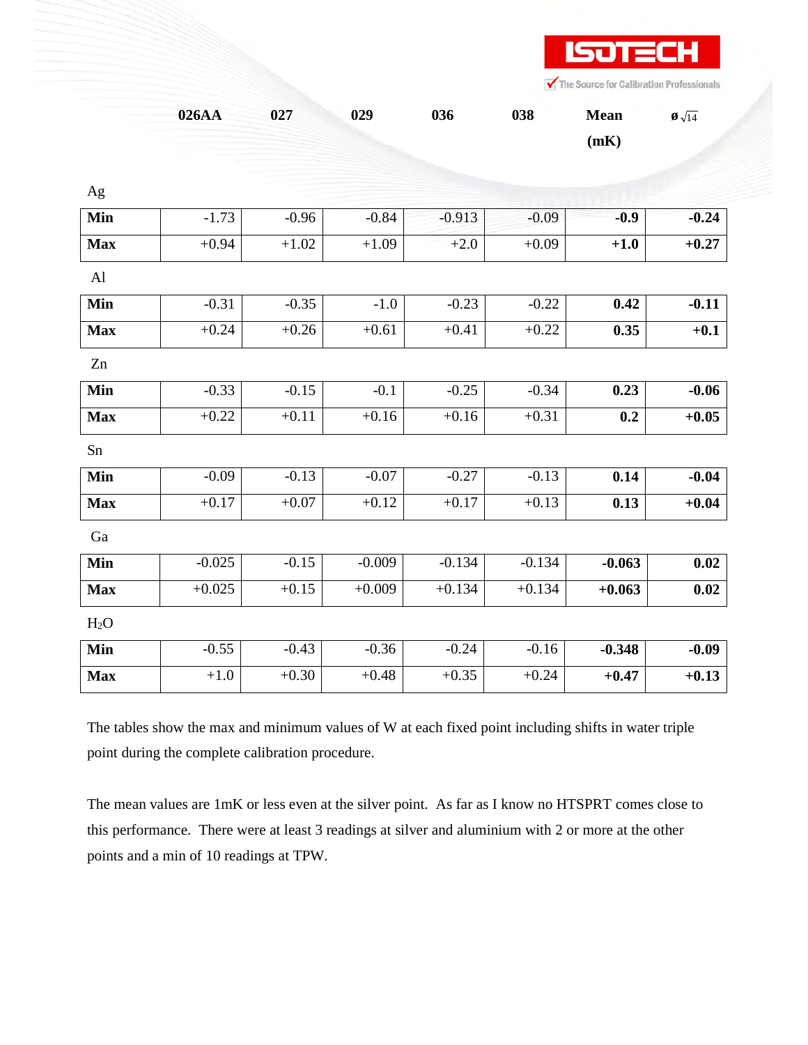| | 026AA | 027 | 029 | 036 | 038 | Mean (mK) | ø $\sqrt{14}$ |
|---|---|---|---|---|---|---|---|
| Ag | | | | | | | |
| **Min** | -1.73 | -0.96 | -0.84 | -0.913 | -0.09 | **-0.9** | **-0.24** |
| **Max** | +0.94 | +1.02 | +1.09 | +2.0 | +0.09 | **+1.0** | **+0.27** |
| Al | | | | | | | |
| **Min** | -0.31 | -0.35 | -1.0 | -0.23 | -0.22 | **0.42** | **-0.11** |
| **Max** | +0.24 | +0.26 | +0.61 | +0.41 | +0.22 | **0.35** | **+0.1** |
| Zn | | | | | | | |
| **Min** | -0.33 | -0.15 | -0.1 | -0.25 | -0.34 | **0.23** | **-0.06** |
| **Max** | +0.22 | +0.11 | +0.16 | +0.16 | +0.31 | **0.2** | **+0.05** |
| Sn | | | | | | | |
| **Min** | -0.09 | -0.13 | -0.07 | -0.27 | -0.13 | **0.14** | **-0.04** |
| **Max** | +0.17 | +0.07 | +0.12 | +0.17 | +0.13 | **0.13** | **+0.04** |
| Ga | | | | | | | |
| **Min** | -0.025 | -0.15 | -0.009 | -0.134 | -0.134 | **-0.063** | **0.02** |
| **Max** | +0.025 | +0.15 | +0.009 | +0.134 | +0.134 | **+0.063** | **0.02** |
| $H_2O$ | | | | | | | |
| **Min** | -0.55 | -0.43 | -0.36 | -0.24 | -0.16 | **-0.348** | **-0.09** |
| **Max** | +1.0 | +0.30 | +0.48 | +0.35 | +0.24 | **+0.47** | **+0.13** |

The tables show the max and minimum values of W at each fixed point including shifts in water triple point during the complete calibration procedure.

The mean values are 1mK or less even at the silver point. As far as I know no HTSPRT comes close to this performance. There were at least 3 readings at silver and aluminium with 2 or more at the other points and a min of 10 readings at TPW.